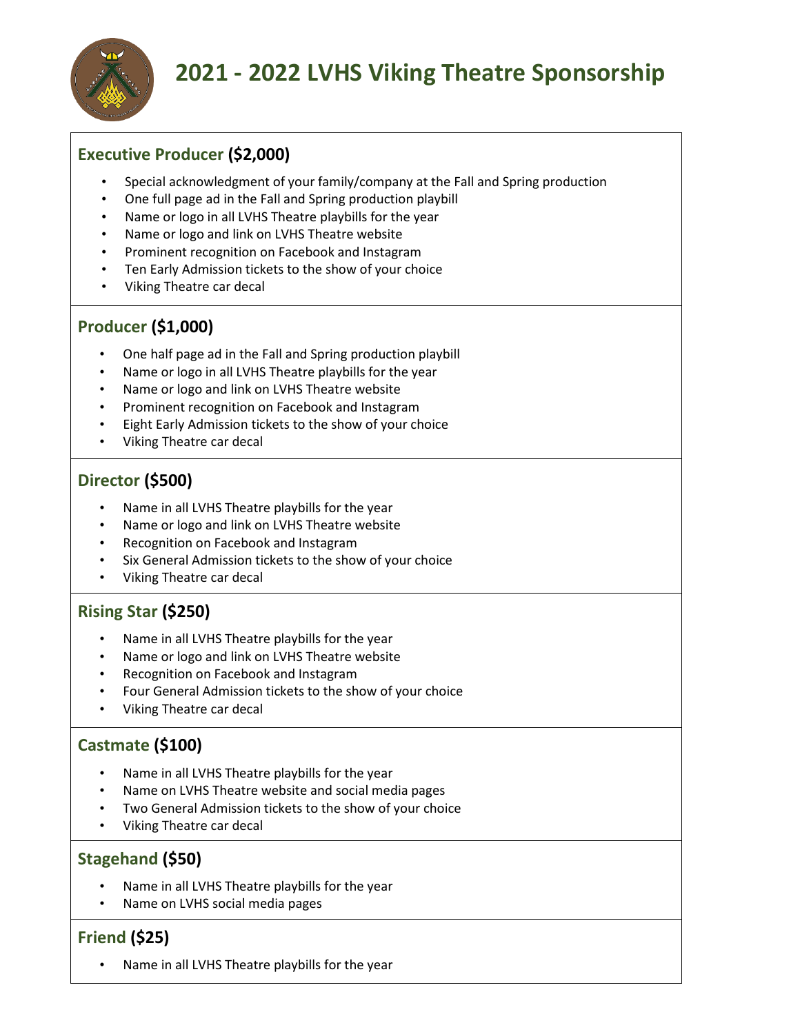# 2021 - 2022 LVHS Viking Theatre Sponsorship

## Executive Producer **($2,000)**

- Special acknowledgment of your family/company at the Fall and Spring production
- One full page ad in the Fall and Spring production playbill
- Name or logo in all LVHS Theatre playbills for the year
- Name or logo and link on LVHS Theatre website
- Prominent recognition on Facebook and Instagram
- Ten Early Admission tickets to the show of your choice
- Viking Theatre car decal

## Producer **($1,000)**

- One half page ad in the Fall and Spring production playbill
- Name or logo in all LVHS Theatre playbills for the year
- Name or logo and link on LVHS Theatre website
- Prominent recognition on Facebook and Instagram
- Eight Early Admission tickets to the show of your choice
- Viking Theatre car decal

## Director **($500)**

- Name in all LVHS Theatre playbills for the year
- Name or logo and link on LVHS Theatre website
- Recognition on Facebook and Instagram
- Six General Admission tickets to the show of your choice
- Viking Theatre car decal

## Rising Star **($250)**

- Name in all LVHS Theatre playbills for the year
- Name or logo and link on LVHS Theatre website
- Recognition on Facebook and Instagram
- Four General Admission tickets to the show of your choice
- Viking Theatre car decal

## Castmate **($100)**

- Name in all LVHS Theatre playbills for the year
- Name on LVHS Theatre website and social media pages
- Two General Admission tickets to the show of your choice
- Viking Theatre car decal

## Stagehand **($50)**

- Name in all LVHS Theatre playbills for the year
- Name on LVHS social media pages

## Friend **($25)**

- Name in all LVHS Theatre playbills for the year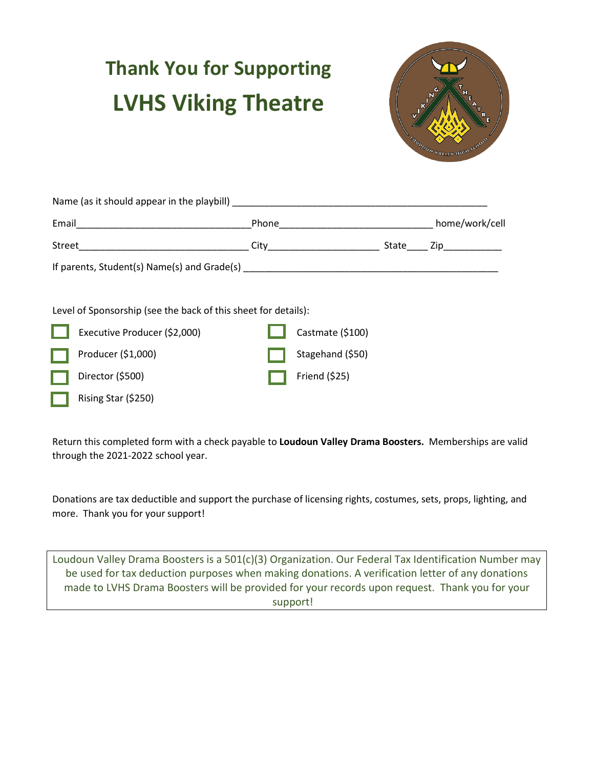# Thank You for Supporting

# LVHS Viking Theatre

Name (as it should appear in the playbill) ________________________________________________

Email________________________________Phone____________________________ home/work/cell

Street_______________________________ City____________________ State____ Zip___________

If parents, Student(s) Name(s) and Grade(s) ________________________________________________

Level of Sponsorship (see the back of this sheet for details):

- ☐ Executive Producer ($2,000)
- ☐ Producer ($1,000)
- ☐ Director ($500)
- ☐ Rising Star ($250)
- ☐ Castmate ($100)
- ☐ Stagehand ($50)
- ☐ Friend ($25)

Return this completed form with a check payable to **Loudoun Valley Drama Boosters.** Memberships are valid through the 2021-2022 school year.

Donations are tax deductible and support the purchase of licensing rights, costumes, sets, props, lighting, and more. Thank you for your support!

Loudoun Valley Drama Boosters is a 501(c)(3) Organization. Our Federal Tax Identification Number may be used for tax deduction purposes when making donations. A verification letter of any donations made to LVHS Drama Boosters will be provided for your records upon request. Thank you for your support!